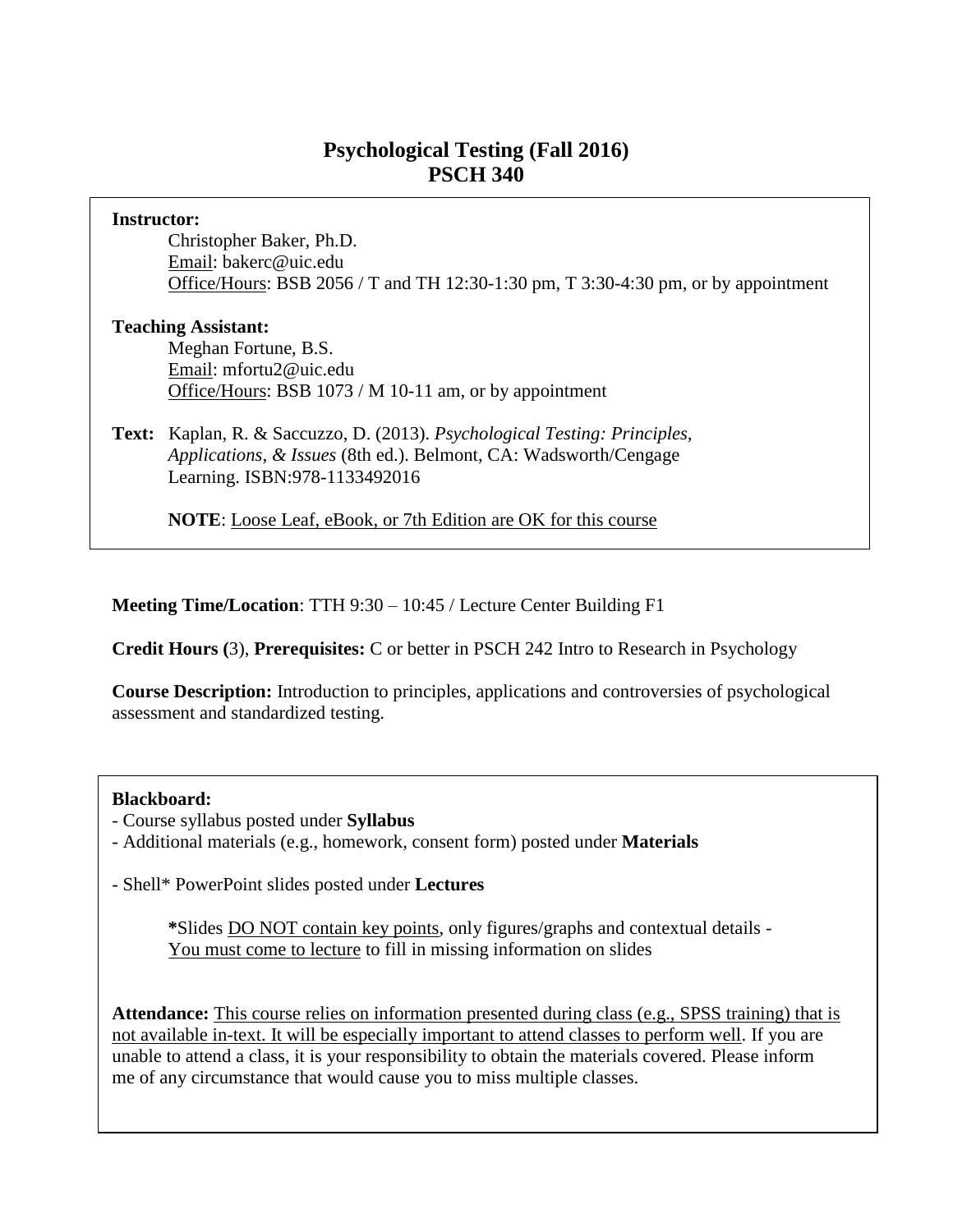# Psychological Testing (Fall 2016)
# PSCH 340

**Instructor:**

Christopher Baker, Ph.D.
Email: bakerc@uic.edu
Office/Hours: BSB 2056 / T and TH 12:30-1:30 pm, T 3:30-4:30 pm, or by appointment

**Teaching Assistant:**

Meghan Fortune, B.S.
Email: mfortu2@uic.edu
Office/Hours: BSB 1073 / M 10-11 am, or by appointment

**Text:** Kaplan, R. & Saccuzzo, D. (2013). *Psychological Testing: Principles, Applications, & Issues* (8th ed.). Belmont, CA: Wadsworth/Cengage Learning. ISBN:978-1133492016

**NOTE**: Loose Leaf, eBook, or 7th Edition are OK for this course

**Meeting Time/Location**: TTH 9:30 – 10:45 / Lecture Center Building F1

**Credit Hours (**3), **Prerequisites:** C or better in PSCH 242 Intro to Research in Psychology

**Course Description:** Introduction to principles, applications and controversies of psychological assessment and standardized testing.

**Blackboard:**

- Course syllabus posted under **Syllabus**
- Additional materials (e.g., homework, consent form) posted under **Materials**
- Shell* PowerPoint slides posted under **Lectures**

**\***Slides DO NOT contain key points, only figures/graphs and contextual details - You must come to lecture to fill in missing information on slides

**Attendance:** This course relies on information presented during class (e.g., SPSS training) that is not available in-text. It will be especially important to attend classes to perform well. If you are unable to attend a class, it is your responsibility to obtain the materials covered. Please inform me of any circumstance that would cause you to miss multiple classes.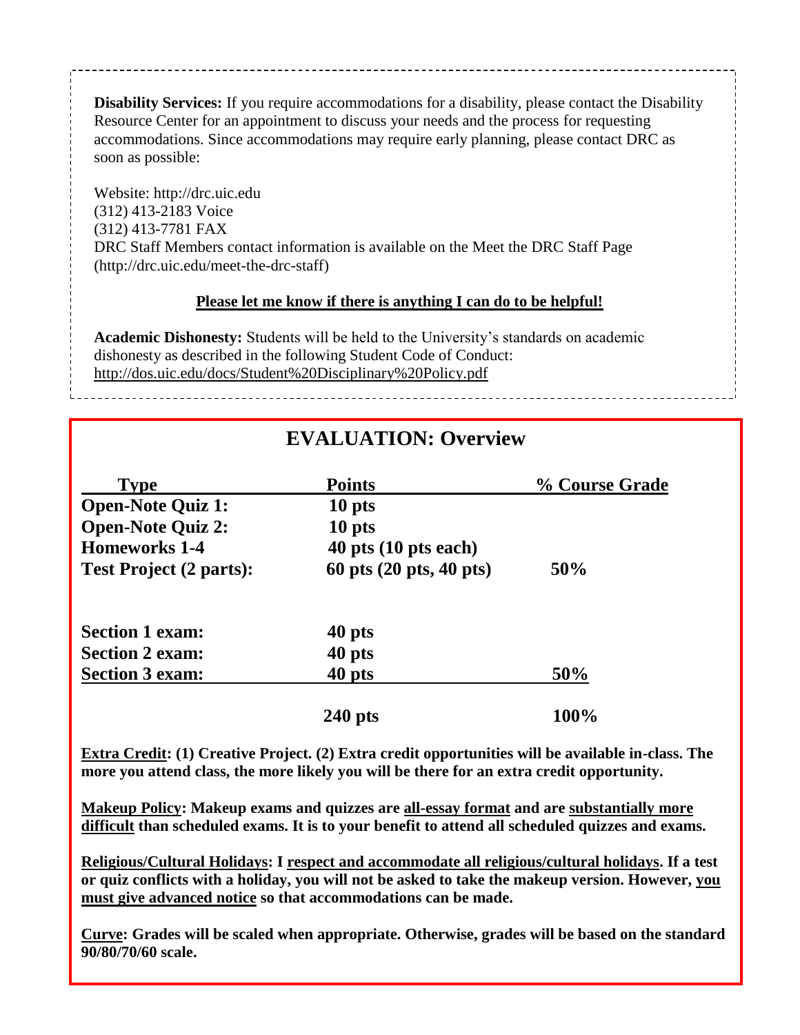**Disability Services:** If you require accommodations for a disability, please contact the Disability Resource Center for an appointment to discuss your needs and the process for requesting accommodations. Since accommodations may require early planning, please contact DRC as soon as possible:

Website: http://drc.uic.edu
(312) 413-2183 Voice
(312) 413-7781 FAX
DRC Staff Members contact information is available on the Meet the DRC Staff Page (http://drc.uic.edu/meet-the-drc-staff)

**Please let me know if there is anything I can do to be helpful!**

**Academic Dishonesty:** Students will be held to the University's standards on academic dishonesty as described in the following Student Code of Conduct: http://dos.uic.edu/docs/Student%20Disciplinary%20Policy.pdf

## EVALUATION: Overview

| Type | Points | % Course Grade |
|---|---|---|
| **Open-Note Quiz 1:** | **10 pts** | |
| **Open-Note Quiz 2:** | **10 pts** | |
| **Homeworks 1-4** | **40 pts (10 pts each)** | |
| **Test Project (2 parts):** | **60 pts (20 pts, 40 pts)** | **50%** |
| **Section 1 exam:** | **40 pts** | |
| **Section 2 exam:** | **40 pts** | |
| **Section 3 exam:** | **40 pts** | **50%** |
| | **240 pts** | **100%** |

**Extra Credit: (1) Creative Project. (2) Extra credit opportunities will be available in-class. The more you attend class, the more likely you will be there for an extra credit opportunity.**

**Makeup Policy: Makeup exams and quizzes are all-essay format and are substantially more difficult than scheduled exams. It is to your benefit to attend all scheduled quizzes and exams.**

**Religious/Cultural Holidays: I respect and accommodate all religious/cultural holidays. If a test or quiz conflicts with a holiday, you will not be asked to take the makeup version. However, you must give advanced notice so that accommodations can be made.**

**Curve: Grades will be scaled when appropriate. Otherwise, grades will be based on the standard 90/80/70/60 scale.**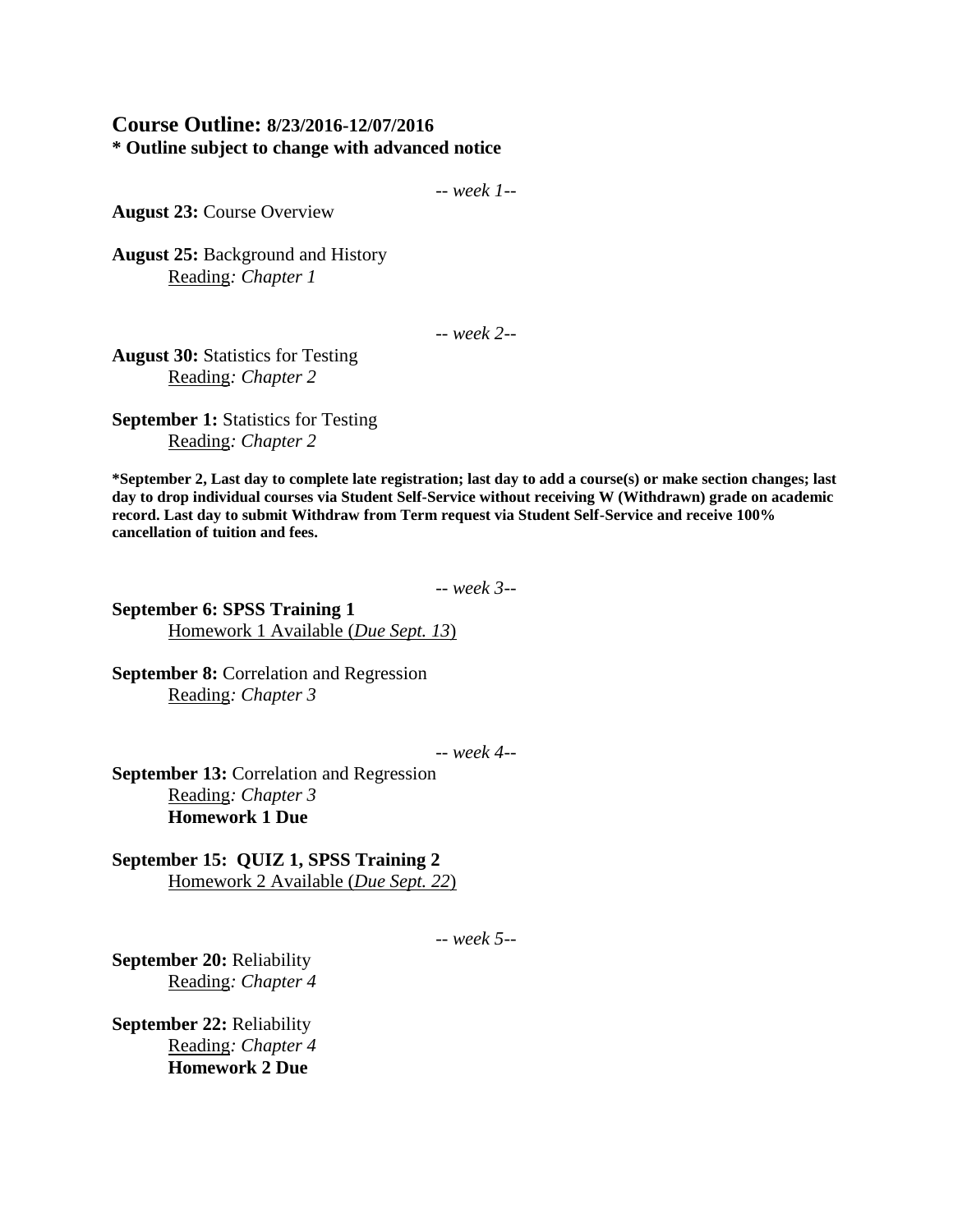## Course Outline: 8/23/2016-12/07/2016

**\* Outline subject to change with advanced notice**

*-- week 1--*

**August 23:** Course Overview

**August 25:** Background and History
Reading*: Chapter 1*

*-- week 2--*

**August 30:** Statistics for Testing
Reading*: Chapter 2*

**September 1:** Statistics for Testing
Reading*: Chapter 2*

**\*September 2, Last day to complete late registration; last day to add a course(s) or make section changes; last day to drop individual courses via Student Self-Service without receiving W (Withdrawn) grade on academic record. Last day to submit Withdraw from Term request via Student Self-Service and receive 100% cancellation of tuition and fees.**

*-- week 3--*

**September 6: SPSS Training 1**
Homework 1 Available (*Due Sept. 13*)

**September 8:** Correlation and Regression
Reading*: Chapter 3*

*-- week 4--*

**September 13:** Correlation and Regression
Reading*: Chapter 3*
**Homework 1 Due**

**September 15: QUIZ 1, SPSS Training 2**
Homework 2 Available (*Due Sept. 22*)

*-- week 5--*

**September 20:** Reliability
Reading*: Chapter 4*

**September 22:** Reliability
Reading*: Chapter 4*
**Homework 2 Due**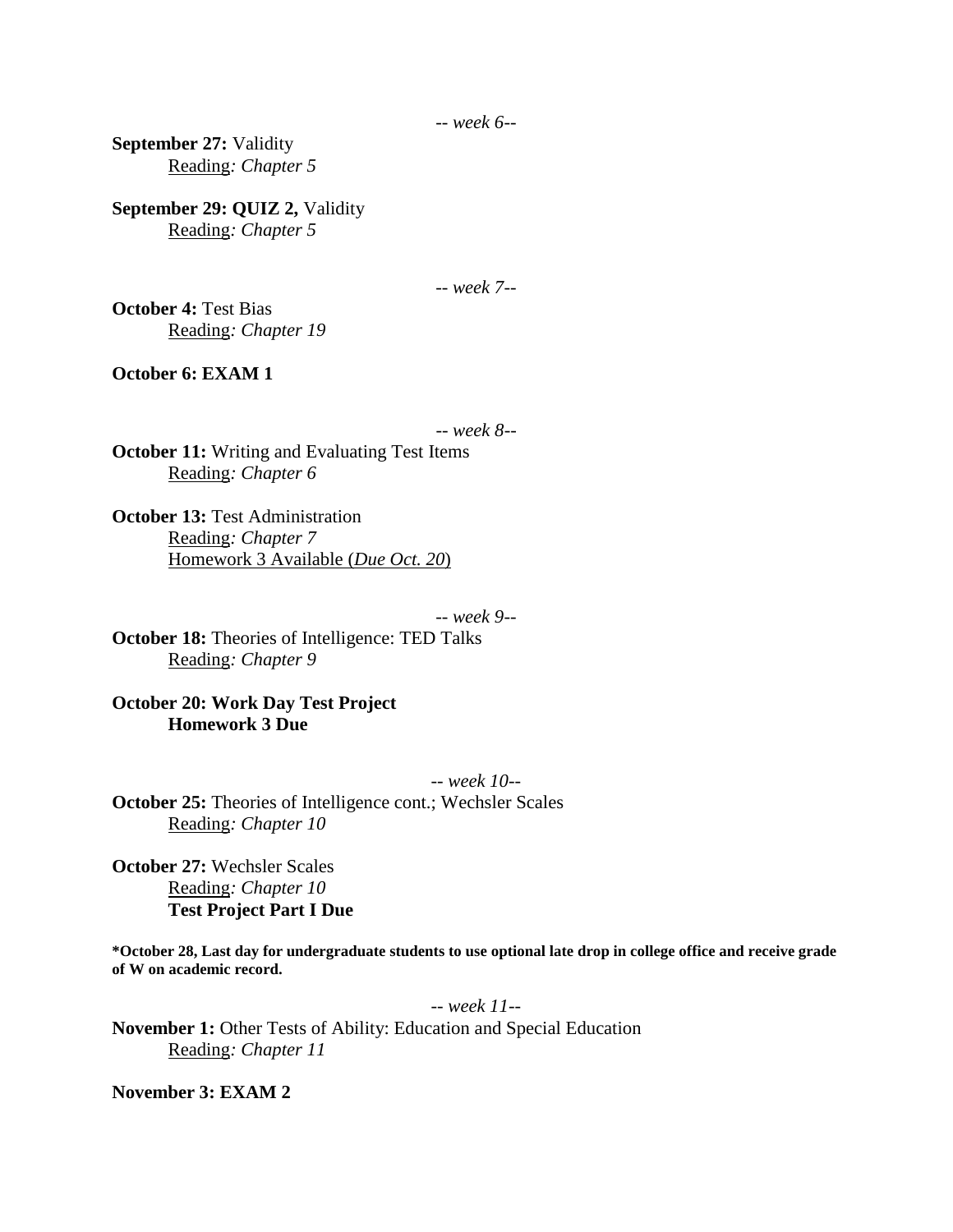*-- week 6--*

**September 27:** Validity
Reading*: Chapter 5*

**September 29: QUIZ 2,** Validity
Reading*: Chapter 5*

*-- week 7--*

**October 4:** Test Bias
Reading*: Chapter 19*

**October 6: EXAM 1**

*-- week 8--*

**October 11:** Writing and Evaluating Test Items
Reading*: Chapter 6*

**October 13:** Test Administration
Reading*: Chapter 7*
Homework 3 Available (*Due Oct. 20*)

*-- week 9--*

**October 18:** Theories of Intelligence: TED Talks
Reading*: Chapter 9*

**October 20: Work Day Test Project**
**Homework 3 Due**

*-- week 10--*

**October 25:** Theories of Intelligence cont.; Wechsler Scales
Reading*: Chapter 10*

**October 27:** Wechsler Scales
Reading*: Chapter 10*
**Test Project Part I Due**

**\*October 28, Last day for undergraduate students to use optional late drop in college office and receive grade of W on academic record.**

*-- week 11--*

**November 1:** Other Tests of Ability: Education and Special Education
Reading*: Chapter 11*

**November 3: EXAM 2**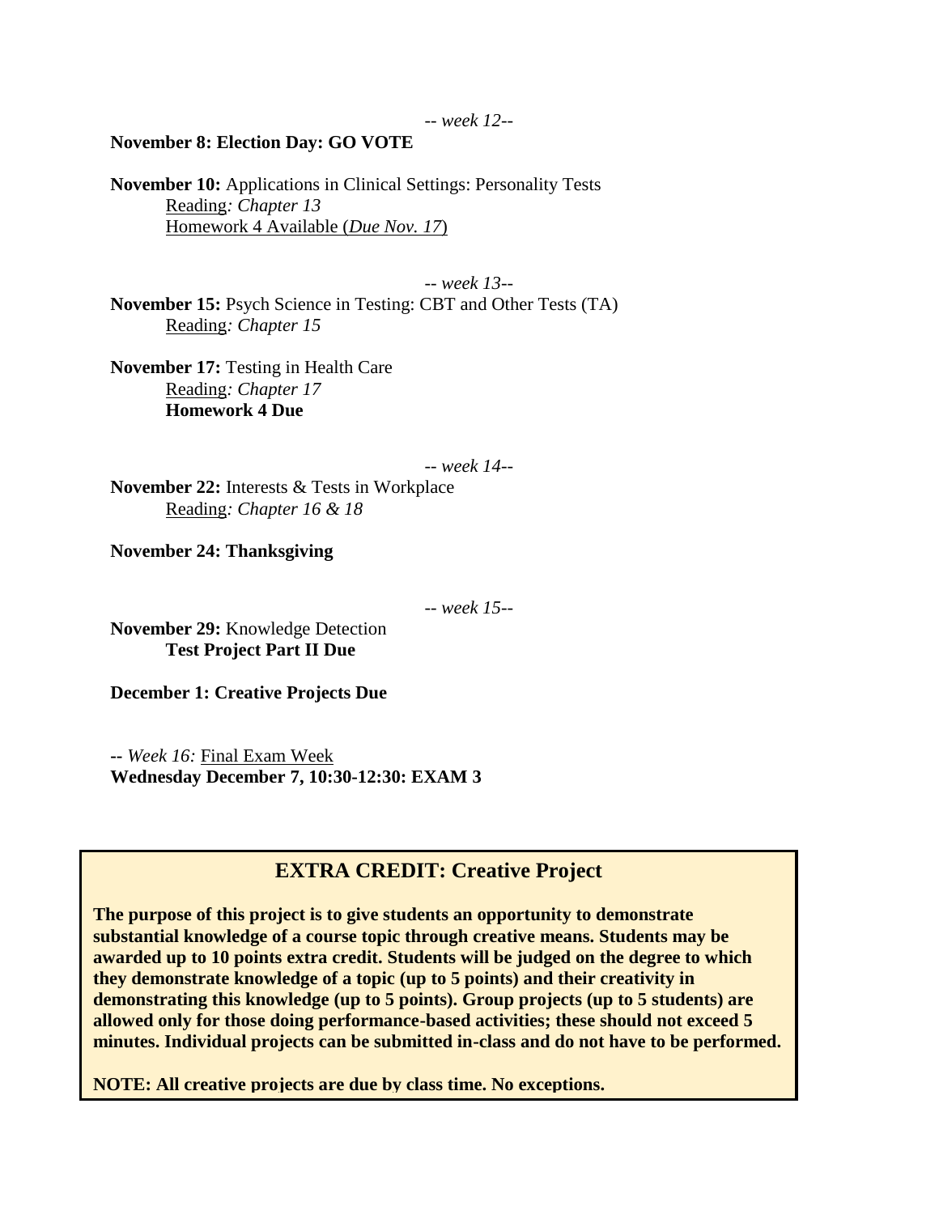*-- week 12--*

**November 8: Election Day: GO VOTE**

**November 10:** Applications in Clinical Settings: Personality Tests
Reading*: Chapter 13*
Homework 4 Available (*Due Nov. 17*)

*-- week 13--*

**November 15:** Psych Science in Testing: CBT and Other Tests (TA)
Reading*: Chapter 15*

**November 17:** Testing in Health Care
Reading*: Chapter 17*
**Homework 4 Due**

*-- week 14--*

**November 22:** Interests & Tests in Workplace
Reading*: Chapter 16 & 18*

**November 24: Thanksgiving**

*-- week 15--*

**November 29:** Knowledge Detection
**Test Project Part II Due**

**December 1: Creative Projects Due**

-- *Week 16:* Final Exam Week
**Wednesday December 7, 10:30-12:30: EXAM 3**

## EXTRA CREDIT: Creative Project

**The purpose of this project is to give students an opportunity to demonstrate substantial knowledge of a course topic through creative means. Students may be awarded up to 10 points extra credit. Students will be judged on the degree to which they demonstrate knowledge of a topic (up to 5 points) and their creativity in demonstrating this knowledge (up to 5 points). Group projects (up to 5 students) are allowed only for those doing performance-based activities; these should not exceed 5 minutes. Individual projects can be submitted in-class and do not have to be performed.**

**NOTE: All creative projects are due by class time. No exceptions.**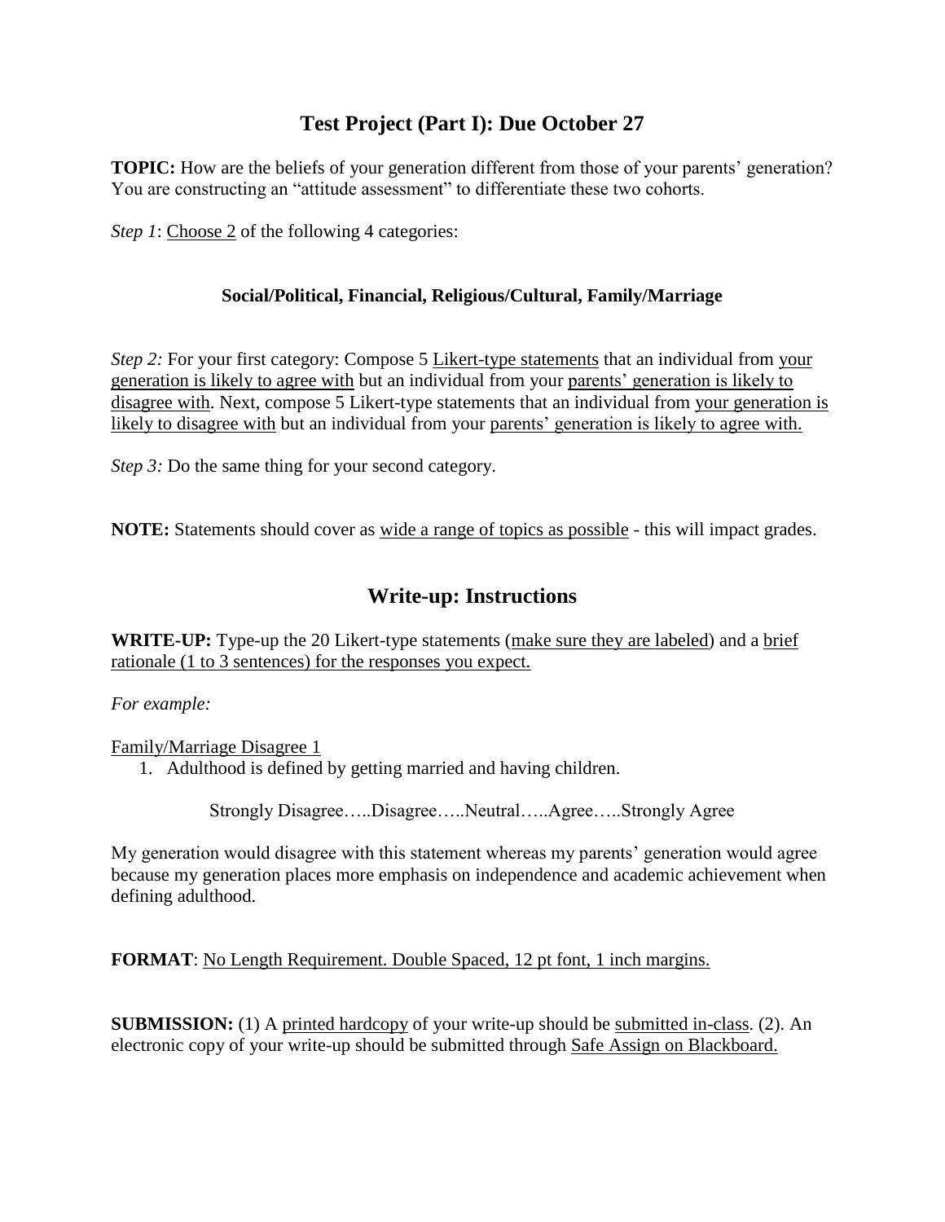# Test Project (Part I): Due October 27

**TOPIC:** How are the beliefs of your generation different from those of your parents' generation? You are constructing an "attitude assessment" to differentiate these two cohorts.

*Step 1*: Choose 2 of the following 4 categories:

**Social/Political, Financial, Religious/Cultural, Family/Marriage**

*Step 2:* For your first category: Compose 5 Likert-type statements that an individual from your generation is likely to agree with but an individual from your parents' generation is likely to disagree with. Next, compose 5 Likert-type statements that an individual from your generation is likely to disagree with but an individual from your parents' generation is likely to agree with.

*Step 3:* Do the same thing for your second category.

**NOTE:** Statements should cover as wide a range of topics as possible - this will impact grades.

## Write-up: Instructions

**WRITE-UP:** Type-up the 20 Likert-type statements (make sure they are labeled) and a brief rationale (1 to 3 sentences) for the responses you expect.

*For example:*

Family/Marriage Disagree 1

1. Adulthood is defined by getting married and having children.

Strongly Disagree…..Disagree…..Neutral…..Agree…..Strongly Agree

My generation would disagree with this statement whereas my parents' generation would agree because my generation places more emphasis on independence and academic achievement when defining adulthood.

**FORMAT**: No Length Requirement. Double Spaced, 12 pt font, 1 inch margins.

**SUBMISSION:** (1) A printed hardcopy of your write-up should be submitted in-class. (2). An electronic copy of your write-up should be submitted through Safe Assign on Blackboard.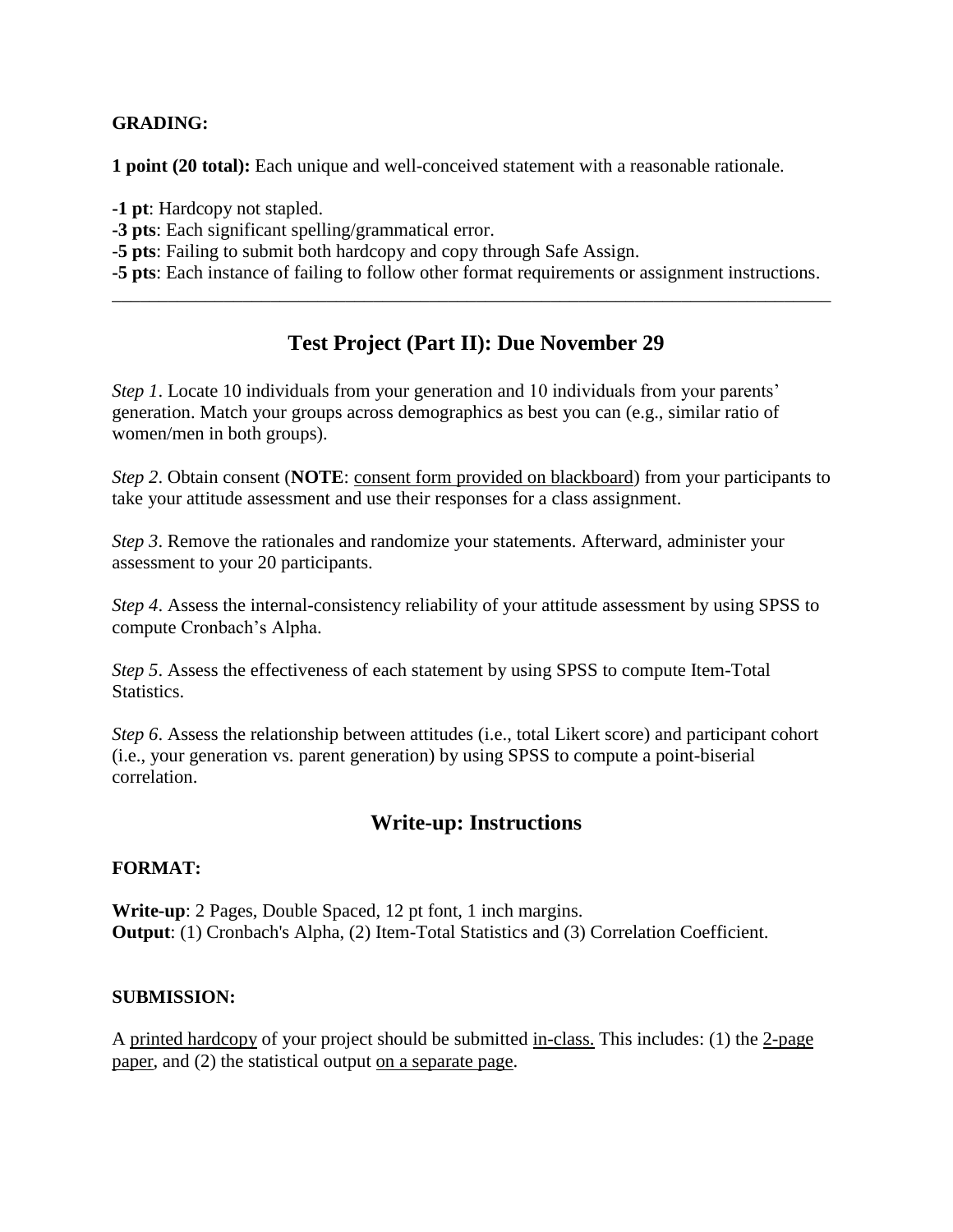**GRADING:**

**1 point (20 total):** Each unique and well-conceived statement with a reasonable rationale.

**-1 pt**: Hardcopy not stapled.
**-3 pts**: Each significant spelling/grammatical error.
-**5 pts**: Failing to submit both hardcopy and copy through Safe Assign.
**-5 pts**: Each instance of failing to follow other format requirements or assignment instructions.

---

## Test Project (Part II): Due November 29

*Step 1*. Locate 10 individuals from your generation and 10 individuals from your parents' generation. Match your groups across demographics as best you can (e.g., similar ratio of women/men in both groups).

*Step 2*. Obtain consent (**NOTE**: consent form provided on blackboard) from your participants to take your attitude assessment and use their responses for a class assignment.

*Step 3*. Remove the rationales and randomize your statements. Afterward, administer your assessment to your 20 participants.

*Step 4*. Assess the internal-consistency reliability of your attitude assessment by using SPSS to compute Cronbach's Alpha.

*Step 5*. Assess the effectiveness of each statement by using SPSS to compute Item-Total Statistics.

*Step 6*. Assess the relationship between attitudes (i.e., total Likert score) and participant cohort (i.e., your generation vs. parent generation) by using SPSS to compute a point-biserial correlation.

## Write-up: Instructions

**FORMAT:**

**Write-up**: 2 Pages, Double Spaced, 12 pt font, 1 inch margins.
**Output**: (1) Cronbach's Alpha, (2) Item-Total Statistics and (3) Correlation Coefficient.

**SUBMISSION:**

A printed hardcopy of your project should be submitted in-class. This includes: (1) the 2-page paper, and (2) the statistical output on a separate page.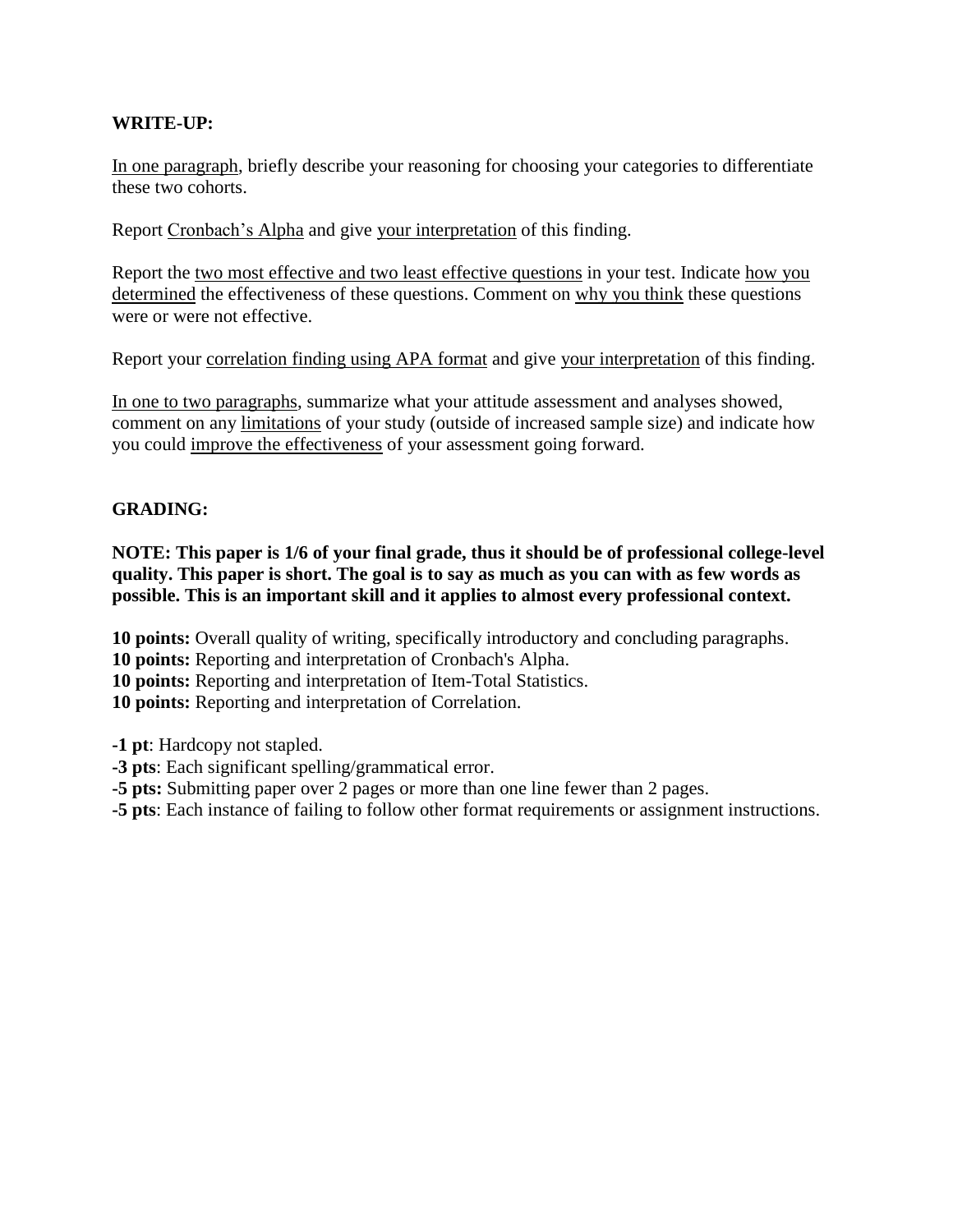**WRITE-UP:**

In one paragraph, briefly describe your reasoning for choosing your categories to differentiate these two cohorts.

Report Cronbach's Alpha and give your interpretation of this finding.

Report the two most effective and two least effective questions in your test. Indicate how you determined the effectiveness of these questions. Comment on why you think these questions were or were not effective.

Report your correlation finding using APA format and give your interpretation of this finding.

In one to two paragraphs, summarize what your attitude assessment and analyses showed, comment on any limitations of your study (outside of increased sample size) and indicate how you could improve the effectiveness of your assessment going forward.

**GRADING:**

**NOTE: This paper is 1/6 of your final grade, thus it should be of professional college-level quality. This paper is short. The goal is to say as much as you can with as few words as possible. This is an important skill and it applies to almost every professional context.**

**10 points:** Overall quality of writing, specifically introductory and concluding paragraphs.
**10 points:** Reporting and interpretation of Cronbach's Alpha.
**10 points:** Reporting and interpretation of Item-Total Statistics.
**10 points:** Reporting and interpretation of Correlation.

**-1 pt**: Hardcopy not stapled.
**-3 pts**: Each significant spelling/grammatical error.
**-5 pts:** Submitting paper over 2 pages or more than one line fewer than 2 pages.
**-5 pts**: Each instance of failing to follow other format requirements or assignment instructions.